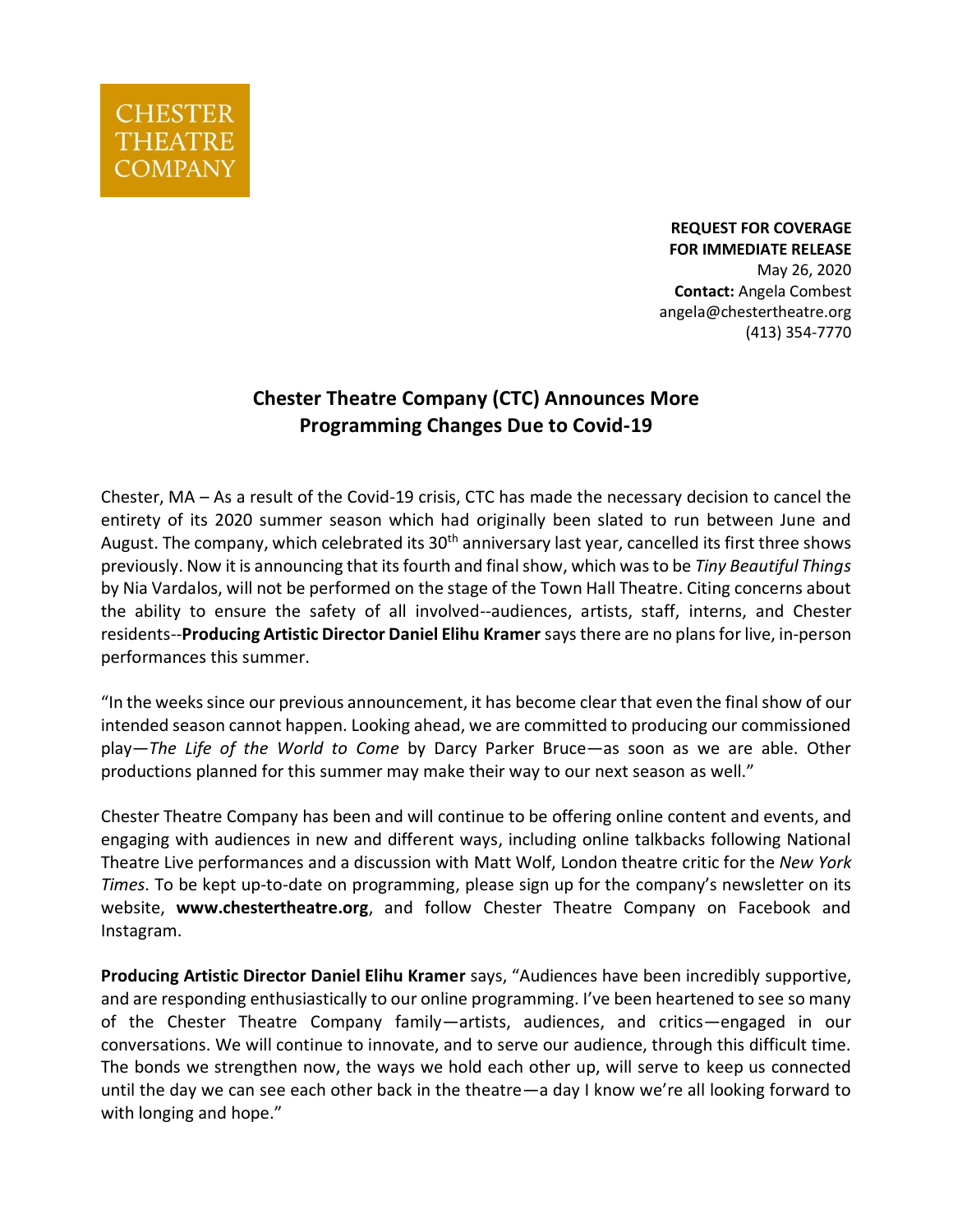CHESTER
THEATRE
COMPANY

**REQUEST FOR COVERAGE**
**FOR IMMEDIATE RELEASE**
May 26, 2020
**Contact:** Angela Combest
angela@chestertheatre.org
(413) 354-7770

## Chester Theatre Company (CTC) Announces More Programming Changes Due to Covid-19

Chester, MA – As a result of the Covid-19 crisis, CTC has made the necessary decision to cancel the entirety of its 2020 summer season which had originally been slated to run between June and August. The company, which celebrated its 30th anniversary last year, cancelled its first three shows previously. Now it is announcing that its fourth and final show, which was to be *Tiny Beautiful Things* by Nia Vardalos, will not be performed on the stage of the Town Hall Theatre. Citing concerns about the ability to ensure the safety of all involved--audiences, artists, staff, interns, and Chester residents--**Producing Artistic Director Daniel Elihu Kramer** says there are no plans for live, in-person performances this summer.

"In the weeks since our previous announcement, it has become clear that even the final show of our intended season cannot happen. Looking ahead, we are committed to producing our commissioned play—*The Life of the World to Come* by Darcy Parker Bruce—as soon as we are able. Other productions planned for this summer may make their way to our next season as well."

Chester Theatre Company has been and will continue to be offering online content and events, and engaging with audiences in new and different ways, including online talkbacks following National Theatre Live performances and a discussion with Matt Wolf, London theatre critic for the *New York Times*. To be kept up-to-date on programming, please sign up for the company's newsletter on its website, **www.chestertheatre.org**, and follow Chester Theatre Company on Facebook and Instagram.

**Producing Artistic Director Daniel Elihu Kramer** says, "Audiences have been incredibly supportive, and are responding enthusiastically to our online programming. I've been heartened to see so many of the Chester Theatre Company family—artists, audiences, and critics—engaged in our conversations. We will continue to innovate, and to serve our audience, through this difficult time. The bonds we strengthen now, the ways we hold each other up, will serve to keep us connected until the day we can see each other back in the theatre—a day I know we're all looking forward to with longing and hope."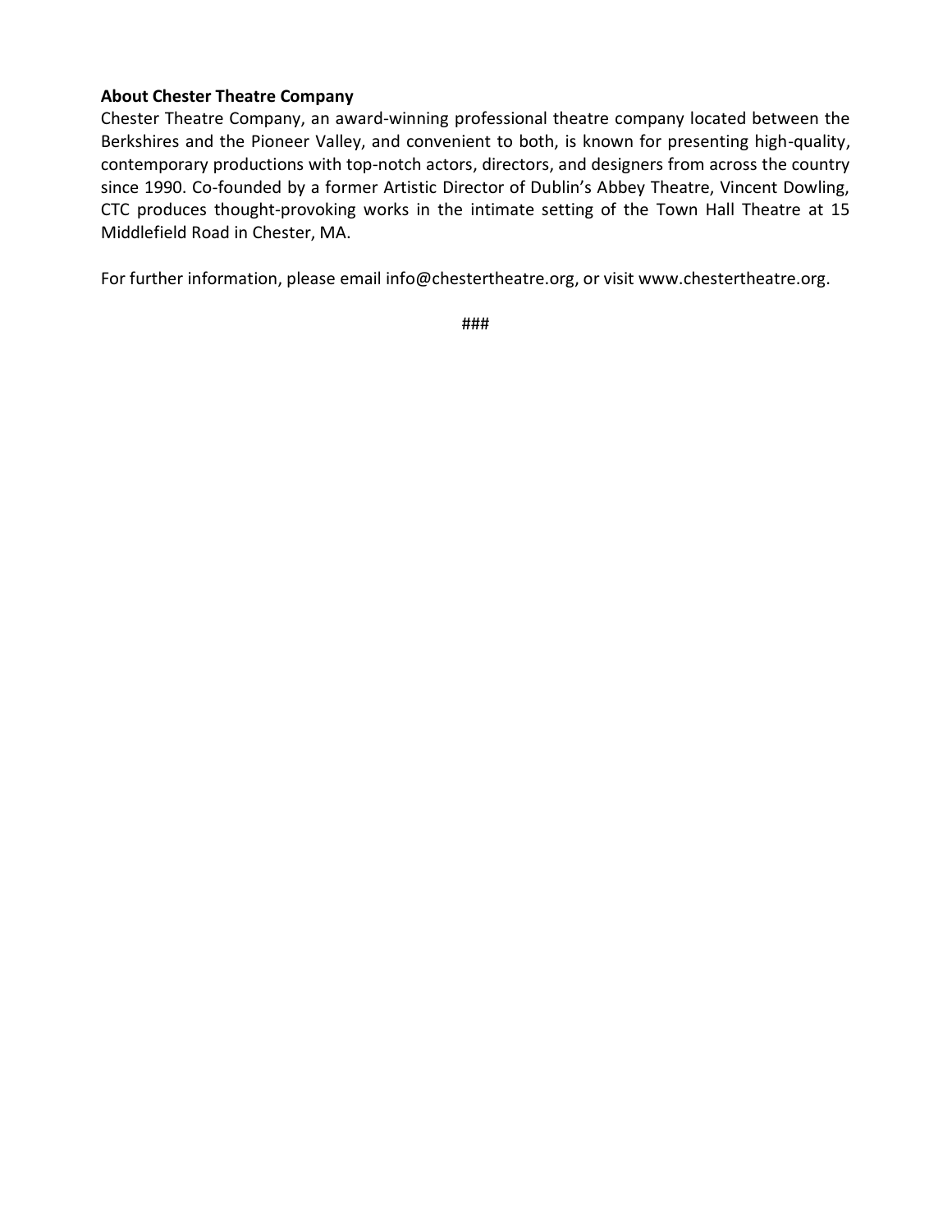**About Chester Theatre Company**

Chester Theatre Company, an award-winning professional theatre company located between the Berkshires and the Pioneer Valley, and convenient to both, is known for presenting high-quality, contemporary productions with top-notch actors, directors, and designers from across the country since 1990. Co-founded by a former Artistic Director of Dublin's Abbey Theatre, Vincent Dowling, CTC produces thought-provoking works in the intimate setting of the Town Hall Theatre at 15 Middlefield Road in Chester, MA.

For further information, please email info@chestertheatre.org, or visit www.chestertheatre.org.

###